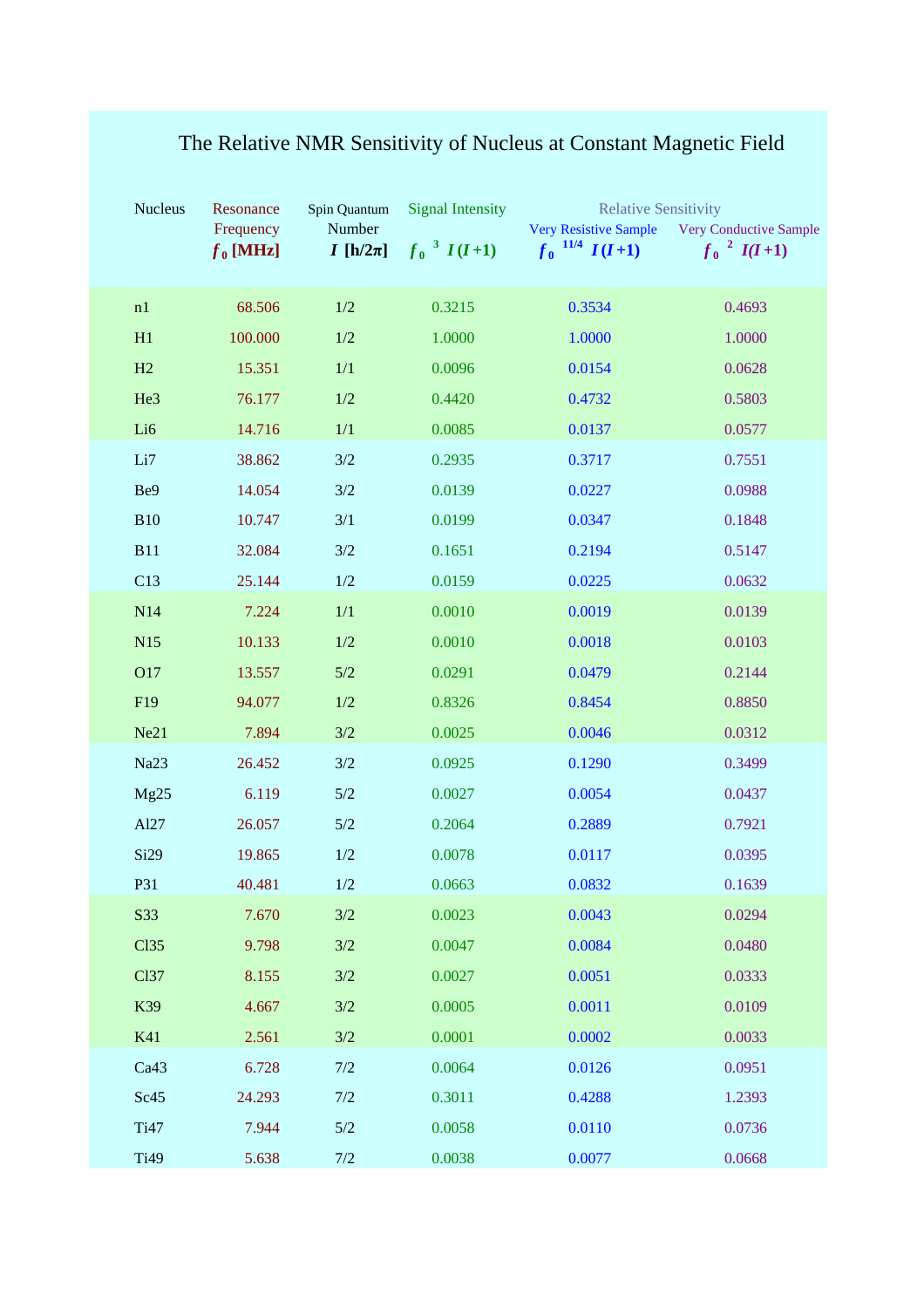# The Relative NMR Sensitivity of Nucleus at Constant Magnetic Field

| Nucleus | Resonance Frequency $f_0$ [MHz] | Spin Quantum Number $I$ [h/2π] | Signal Intensity $f_0^{\ 3}\ I(I+1)$ | Relative Sensitivity Very Resistive Sample $f_0^{\ 11/4}\ I(I+1)$ | Very Conductive Sample $f_0^{\ 2}\ I(I+1)$ |
|---|---|---|---|---|---|
| n1 | 68.506 | 1/2 | 0.3215 | 0.3534 | 0.4693 |
| H1 | 100.000 | 1/2 | 1.0000 | 1.0000 | 1.0000 |
| H2 | 15.351 | 1/1 | 0.0096 | 0.0154 | 0.0628 |
| He3 | 76.177 | 1/2 | 0.4420 | 0.4732 | 0.5803 |
| Li6 | 14.716 | 1/1 | 0.0085 | 0.0137 | 0.0577 |
| Li7 | 38.862 | 3/2 | 0.2935 | 0.3717 | 0.7551 |
| Be9 | 14.054 | 3/2 | 0.0139 | 0.0227 | 0.0988 |
| B10 | 10.747 | 3/1 | 0.0199 | 0.0347 | 0.1848 |
| B11 | 32.084 | 3/2 | 0.1651 | 0.2194 | 0.5147 |
| C13 | 25.144 | 1/2 | 0.0159 | 0.0225 | 0.0632 |
| N14 | 7.224 | 1/1 | 0.0010 | 0.0019 | 0.0139 |
| N15 | 10.133 | 1/2 | 0.0010 | 0.0018 | 0.0103 |
| O17 | 13.557 | 5/2 | 0.0291 | 0.0479 | 0.2144 |
| F19 | 94.077 | 1/2 | 0.8326 | 0.8454 | 0.8850 |
| Ne21 | 7.894 | 3/2 | 0.0025 | 0.0046 | 0.0312 |
| Na23 | 26.452 | 3/2 | 0.0925 | 0.1290 | 0.3499 |
| Mg25 | 6.119 | 5/2 | 0.0027 | 0.0054 | 0.0437 |
| Al27 | 26.057 | 5/2 | 0.2064 | 0.2889 | 0.7921 |
| Si29 | 19.865 | 1/2 | 0.0078 | 0.0117 | 0.0395 |
| P31 | 40.481 | 1/2 | 0.0663 | 0.0832 | 0.1639 |
| S33 | 7.670 | 3/2 | 0.0023 | 0.0043 | 0.0294 |
| Cl35 | 9.798 | 3/2 | 0.0047 | 0.0084 | 0.0480 |
| Cl37 | 8.155 | 3/2 | 0.0027 | 0.0051 | 0.0333 |
| K39 | 4.667 | 3/2 | 0.0005 | 0.0011 | 0.0109 |
| K41 | 2.561 | 3/2 | 0.0001 | 0.0002 | 0.0033 |
| Ca43 | 6.728 | 7/2 | 0.0064 | 0.0126 | 0.0951 |
| Sc45 | 24.293 | 7/2 | 0.3011 | 0.4288 | 1.2393 |
| Ti47 | 7.944 | 5/2 | 0.0058 | 0.0110 | 0.0736 |
| Ti49 | 5.638 | 7/2 | 0.0038 | 0.0077 | 0.0668 |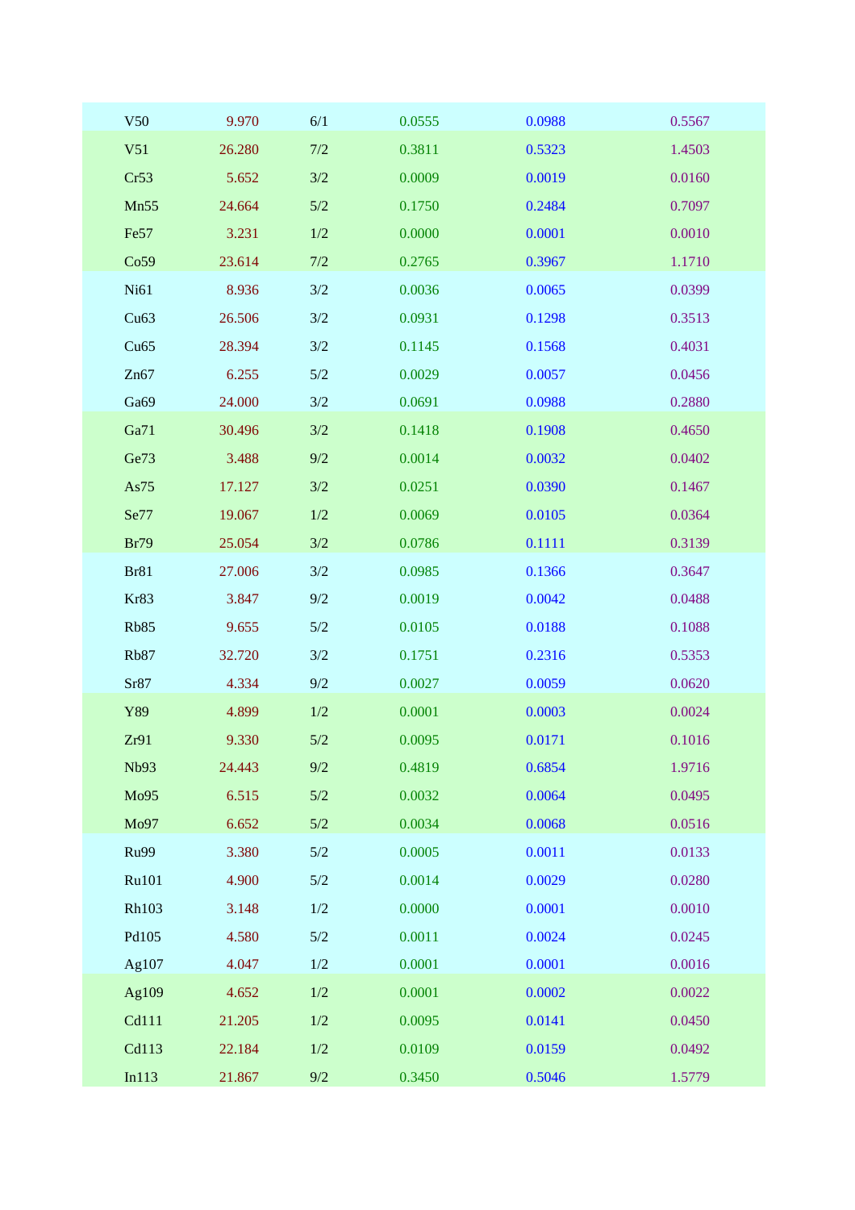| | | | | | |
|---|---|---|---|---|---|
| V50 | 9.970 | 6/1 | 0.0555 | 0.0988 | 0.5567 |
| V51 | 26.280 | 7/2 | 0.3811 | 0.5323 | 1.4503 |
| Cr53 | 5.652 | 3/2 | 0.0009 | 0.0019 | 0.0160 |
| Mn55 | 24.664 | 5/2 | 0.1750 | 0.2484 | 0.7097 |
| Fe57 | 3.231 | 1/2 | 0.0000 | 0.0001 | 0.0010 |
| Co59 | 23.614 | 7/2 | 0.2765 | 0.3967 | 1.1710 |
| Ni61 | 8.936 | 3/2 | 0.0036 | 0.0065 | 0.0399 |
| Cu63 | 26.506 | 3/2 | 0.0931 | 0.1298 | 0.3513 |
| Cu65 | 28.394 | 3/2 | 0.1145 | 0.1568 | 0.4031 |
| Zn67 | 6.255 | 5/2 | 0.0029 | 0.0057 | 0.0456 |
| Ga69 | 24.000 | 3/2 | 0.0691 | 0.0988 | 0.2880 |
| Ga71 | 30.496 | 3/2 | 0.1418 | 0.1908 | 0.4650 |
| Ge73 | 3.488 | 9/2 | 0.0014 | 0.0032 | 0.0402 |
| As75 | 17.127 | 3/2 | 0.0251 | 0.0390 | 0.1467 |
| Se77 | 19.067 | 1/2 | 0.0069 | 0.0105 | 0.0364 |
| Br79 | 25.054 | 3/2 | 0.0786 | 0.1111 | 0.3139 |
| Br81 | 27.006 | 3/2 | 0.0985 | 0.1366 | 0.3647 |
| Kr83 | 3.847 | 9/2 | 0.0019 | 0.0042 | 0.0488 |
| Rb85 | 9.655 | 5/2 | 0.0105 | 0.0188 | 0.1088 |
| Rb87 | 32.720 | 3/2 | 0.1751 | 0.2316 | 0.5353 |
| Sr87 | 4.334 | 9/2 | 0.0027 | 0.0059 | 0.0620 |
| Y89 | 4.899 | 1/2 | 0.0001 | 0.0003 | 0.0024 |
| Zr91 | 9.330 | 5/2 | 0.0095 | 0.0171 | 0.1016 |
| Nb93 | 24.443 | 9/2 | 0.4819 | 0.6854 | 1.9716 |
| Mo95 | 6.515 | 5/2 | 0.0032 | 0.0064 | 0.0495 |
| Mo97 | 6.652 | 5/2 | 0.0034 | 0.0068 | 0.0516 |
| Ru99 | 3.380 | 5/2 | 0.0005 | 0.0011 | 0.0133 |
| Ru101 | 4.900 | 5/2 | 0.0014 | 0.0029 | 0.0280 |
| Rh103 | 3.148 | 1/2 | 0.0000 | 0.0001 | 0.0010 |
| Pd105 | 4.580 | 5/2 | 0.0011 | 0.0024 | 0.0245 |
| Ag107 | 4.047 | 1/2 | 0.0001 | 0.0001 | 0.0016 |
| Ag109 | 4.652 | 1/2 | 0.0001 | 0.0002 | 0.0022 |
| Cd111 | 21.205 | 1/2 | 0.0095 | 0.0141 | 0.0450 |
| Cd113 | 22.184 | 1/2 | 0.0109 | 0.0159 | 0.0492 |
| In113 | 21.867 | 9/2 | 0.3450 | 0.5046 | 1.5779 |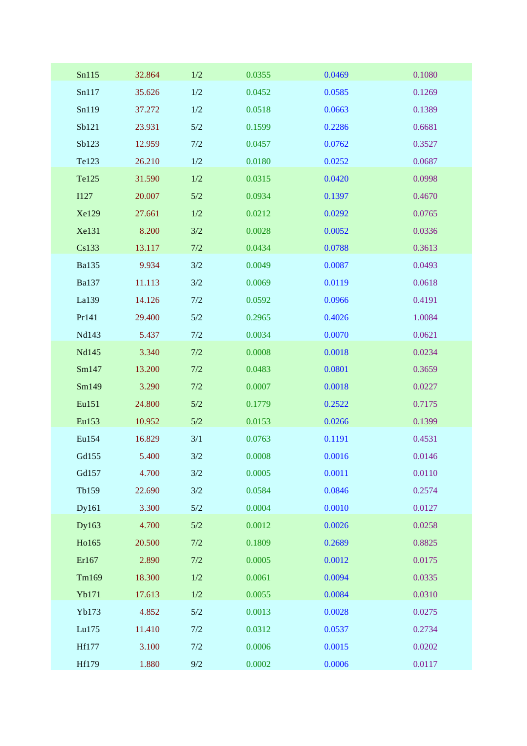| | | | | | |
|---|---|---|---|---|---|
| Sn115 | 32.864 | 1/2 | 0.0355 | 0.0469 | 0.1080 |
| Sn117 | 35.626 | 1/2 | 0.0452 | 0.0585 | 0.1269 |
| Sn119 | 37.272 | 1/2 | 0.0518 | 0.0663 | 0.1389 |
| Sb121 | 23.931 | 5/2 | 0.1599 | 0.2286 | 0.6681 |
| Sb123 | 12.959 | 7/2 | 0.0457 | 0.0762 | 0.3527 |
| Te123 | 26.210 | 1/2 | 0.0180 | 0.0252 | 0.0687 |
| Te125 | 31.590 | 1/2 | 0.0315 | 0.0420 | 0.0998 |
| I127 | 20.007 | 5/2 | 0.0934 | 0.1397 | 0.4670 |
| Xe129 | 27.661 | 1/2 | 0.0212 | 0.0292 | 0.0765 |
| Xe131 | 8.200 | 3/2 | 0.0028 | 0.0052 | 0.0336 |
| Cs133 | 13.117 | 7/2 | 0.0434 | 0.0788 | 0.3613 |
| Ba135 | 9.934 | 3/2 | 0.0049 | 0.0087 | 0.0493 |
| Ba137 | 11.113 | 3/2 | 0.0069 | 0.0119 | 0.0618 |
| La139 | 14.126 | 7/2 | 0.0592 | 0.0966 | 0.4191 |
| Pr141 | 29.400 | 5/2 | 0.2965 | 0.4026 | 1.0084 |
| Nd143 | 5.437 | 7/2 | 0.0034 | 0.0070 | 0.0621 |
| Nd145 | 3.340 | 7/2 | 0.0008 | 0.0018 | 0.0234 |
| Sm147 | 13.200 | 7/2 | 0.0483 | 0.0801 | 0.3659 |
| Sm149 | 3.290 | 7/2 | 0.0007 | 0.0018 | 0.0227 |
| Eu151 | 24.800 | 5/2 | 0.1779 | 0.2522 | 0.7175 |
| Eu153 | 10.952 | 5/2 | 0.0153 | 0.0266 | 0.1399 |
| Eu154 | 16.829 | 3/1 | 0.0763 | 0.1191 | 0.4531 |
| Gd155 | 5.400 | 3/2 | 0.0008 | 0.0016 | 0.0146 |
| Gd157 | 4.700 | 3/2 | 0.0005 | 0.0011 | 0.0110 |
| Tb159 | 22.690 | 3/2 | 0.0584 | 0.0846 | 0.2574 |
| Dy161 | 3.300 | 5/2 | 0.0004 | 0.0010 | 0.0127 |
| Dy163 | 4.700 | 5/2 | 0.0012 | 0.0026 | 0.0258 |
| Ho165 | 20.500 | 7/2 | 0.1809 | 0.2689 | 0.8825 |
| Er167 | 2.890 | 7/2 | 0.0005 | 0.0012 | 0.0175 |
| Tm169 | 18.300 | 1/2 | 0.0061 | 0.0094 | 0.0335 |
| Yb171 | 17.613 | 1/2 | 0.0055 | 0.0084 | 0.0310 |
| Yb173 | 4.852 | 5/2 | 0.0013 | 0.0028 | 0.0275 |
| Lu175 | 11.410 | 7/2 | 0.0312 | 0.0537 | 0.2734 |
| Hf177 | 3.100 | 7/2 | 0.0006 | 0.0015 | 0.0202 |
| Hf179 | 1.880 | 9/2 | 0.0002 | 0.0006 | 0.0117 |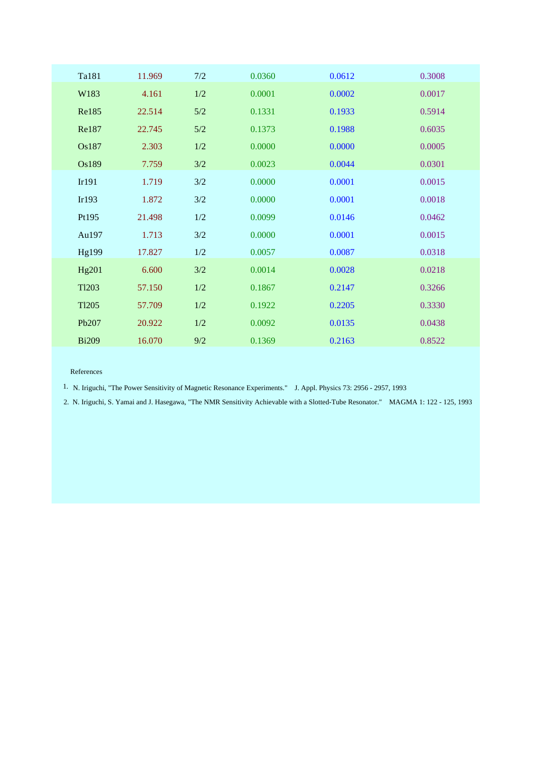| | | | | | |
|---|---|---|---|---|---|
| Ta181 | 11.969 | 7/2 | 0.0360 | 0.0612 | 0.3008 |
| W183 | 4.161 | 1/2 | 0.0001 | 0.0002 | 0.0017 |
| Re185 | 22.514 | 5/2 | 0.1331 | 0.1933 | 0.5914 |
| Re187 | 22.745 | 5/2 | 0.1373 | 0.1988 | 0.6035 |
| Os187 | 2.303 | 1/2 | 0.0000 | 0.0000 | 0.0005 |
| Os189 | 7.759 | 3/2 | 0.0023 | 0.0044 | 0.0301 |
| Ir191 | 1.719 | 3/2 | 0.0000 | 0.0001 | 0.0015 |
| Ir193 | 1.872 | 3/2 | 0.0000 | 0.0001 | 0.0018 |
| Pt195 | 21.498 | 1/2 | 0.0099 | 0.0146 | 0.0462 |
| Au197 | 1.713 | 3/2 | 0.0000 | 0.0001 | 0.0015 |
| Hg199 | 17.827 | 1/2 | 0.0057 | 0.0087 | 0.0318 |
| Hg201 | 6.600 | 3/2 | 0.0014 | 0.0028 | 0.0218 |
| Tl203 | 57.150 | 1/2 | 0.1867 | 0.2147 | 0.3266 |
| Tl205 | 57.709 | 1/2 | 0.1922 | 0.2205 | 0.3330 |
| Pb207 | 20.922 | 1/2 | 0.0092 | 0.0135 | 0.0438 |
| Bi209 | 16.070 | 9/2 | 0.1369 | 0.2163 | 0.8522 |

References

1. N. Iriguchi, "The Power Sensitivity of Magnetic Resonance Experiments." J. Appl. Physics 73: 2956 - 2957, 1993
2. N. Iriguchi, S. Yamai and J. Hasegawa, "The NMR Sensitivity Achievable with a Slotted-Tube Resonator." MAGMA 1: 122 - 125, 1993